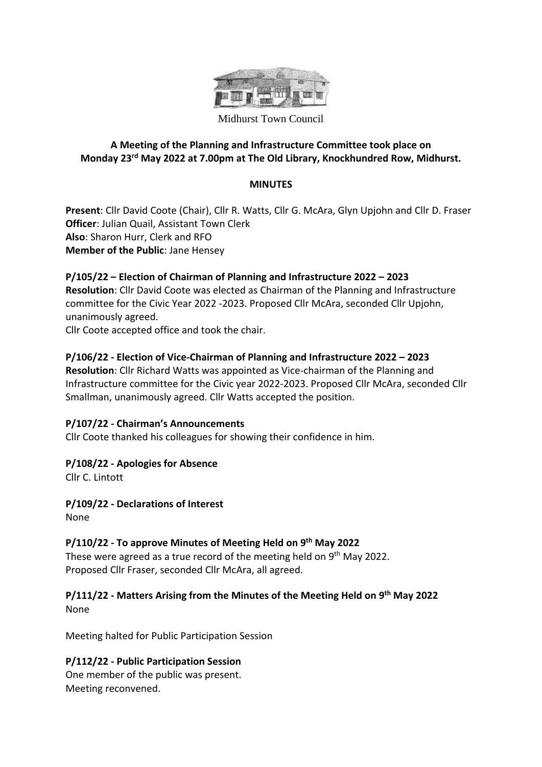Midhurst Town Council

**A Meeting of the Planning and Infrastructure Committee took place on Monday 23rd May 2022 at 7.00pm at The Old Library, Knockhundred Row, Midhurst.**

**MINUTES**

**Present**: Cllr David Coote (Chair), Cllr R. Watts, Cllr G. McAra, Glyn Upjohn and Cllr D. Fraser
**Officer**: Julian Quail, Assistant Town Clerk
**Also**: Sharon Hurr, Clerk and RFO
**Member of the Public**: Jane Hensey

**P/105/22 – Election of Chairman of Planning and Infrastructure 2022 – 2023**
**Resolution**: Cllr David Coote was elected as Chairman of the Planning and Infrastructure committee for the Civic Year 2022 -2023. Proposed Cllr McAra, seconded Cllr Upjohn, unanimously agreed.
Cllr Coote accepted office and took the chair.

**P/106/22 - Election of Vice-Chairman of Planning and Infrastructure 2022 – 2023**
**Resolution**: Cllr Richard Watts was appointed as Vice-chairman of the Planning and Infrastructure committee for the Civic year 2022-2023. Proposed Cllr McAra, seconded Cllr Smallman, unanimously agreed. Cllr Watts accepted the position.

**P/107/22 - Chairman's Announcements**
Cllr Coote thanked his colleagues for showing their confidence in him.

**P/108/22 - Apologies for Absence**
Cllr C. Lintott

**P/109/22 - Declarations of Interest**
None

**P/110/22 - To approve Minutes of Meeting Held on 9th May 2022**
These were agreed as a true record of the meeting held on 9th May 2022.
Proposed Cllr Fraser, seconded Cllr McAra, all agreed.

**P/111/22 - Matters Arising from the Minutes of the Meeting Held on 9th May 2022**
None

Meeting halted for Public Participation Session

**P/112/22 - Public Participation Session**
One member of the public was present.
Meeting reconvened.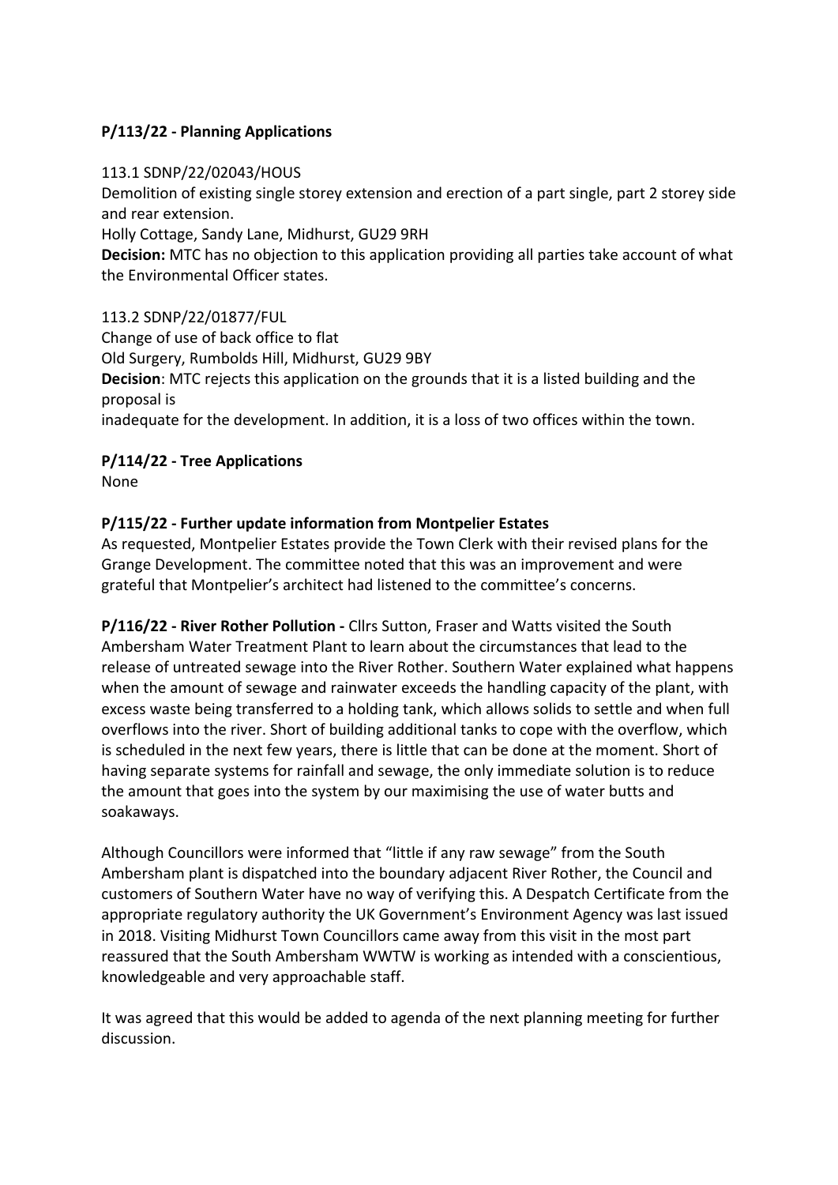**P/113/22 - Planning Applications**

113.1 SDNP/22/02043/HOUS
Demolition of existing single storey extension and erection of a part single, part 2 storey side and rear extension.
Holly Cottage, Sandy Lane, Midhurst, GU29 9RH
**Decision:** MTC has no objection to this application providing all parties take account of what the Environmental Officer states.

113.2 SDNP/22/01877/FUL
Change of use of back office to flat
Old Surgery, Rumbolds Hill, Midhurst, GU29 9BY
**Decision**: MTC rejects this application on the grounds that it is a listed building and the proposal is
inadequate for the development. In addition, it is a loss of two offices within the town.

**P/114/22 - Tree Applications**
None

**P/115/22 - Further update information from Montpelier Estates**
As requested, Montpelier Estates provide the Town Clerk with their revised plans for the Grange Development. The committee noted that this was an improvement and were grateful that Montpelier's architect had listened to the committee's concerns.

**P/116/22 - River Rother Pollution -** Cllrs Sutton, Fraser and Watts visited the South Ambersham Water Treatment Plant to learn about the circumstances that lead to the release of untreated sewage into the River Rother. Southern Water explained what happens when the amount of sewage and rainwater exceeds the handling capacity of the plant, with excess waste being transferred to a holding tank, which allows solids to settle and when full overflows into the river. Short of building additional tanks to cope with the overflow, which is scheduled in the next few years, there is little that can be done at the moment. Short of having separate systems for rainfall and sewage, the only immediate solution is to reduce the amount that goes into the system by our maximising the use of water butts and soakaways.

Although Councillors were informed that "little if any raw sewage" from the South Ambersham plant is dispatched into the boundary adjacent River Rother, the Council and customers of Southern Water have no way of verifying this. A Despatch Certificate from the appropriate regulatory authority the UK Government's Environment Agency was last issued in 2018. Visiting Midhurst Town Councillors came away from this visit in the most part reassured that the South Ambersham WWTW is working as intended with a conscientious, knowledgeable and very approachable staff.

It was agreed that this would be added to agenda of the next planning meeting for further discussion.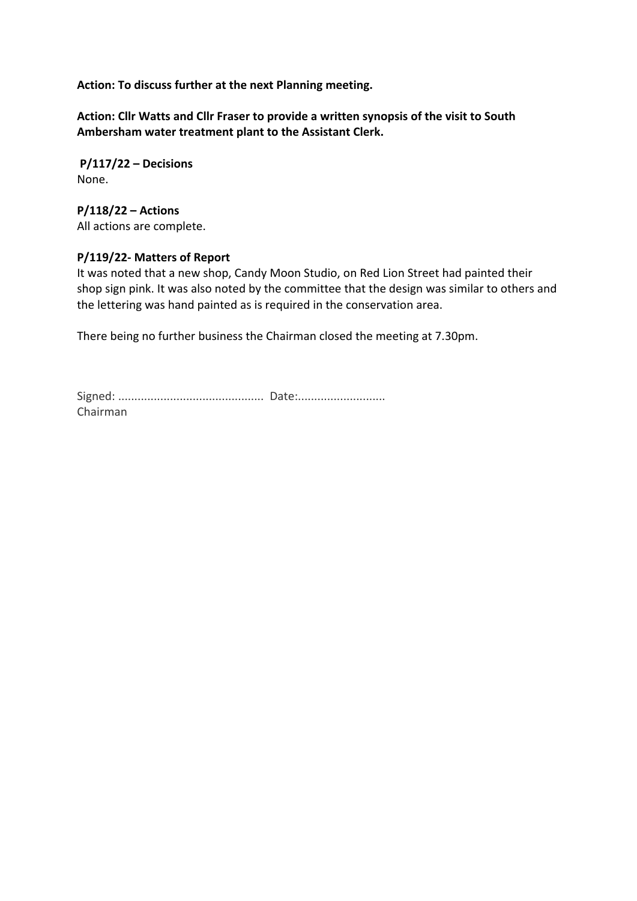**Action: To discuss further at the next Planning meeting.**

**Action: Cllr Watts and Cllr Fraser to provide a written synopsis of the visit to South Ambersham water treatment plant to the Assistant Clerk.**

**P/117/22 – Decisions**

None.

**P/118/22 – Actions**

All actions are complete.

**P/119/22- Matters of Report**

It was noted that a new shop, Candy Moon Studio, on Red Lion Street had painted their shop sign pink. It was also noted by the committee that the design was similar to others and the lettering was hand painted as is required in the conservation area.

There being no further business the Chairman closed the meeting at 7.30pm.

Signed: ............................................. Date:..........................

Chairman